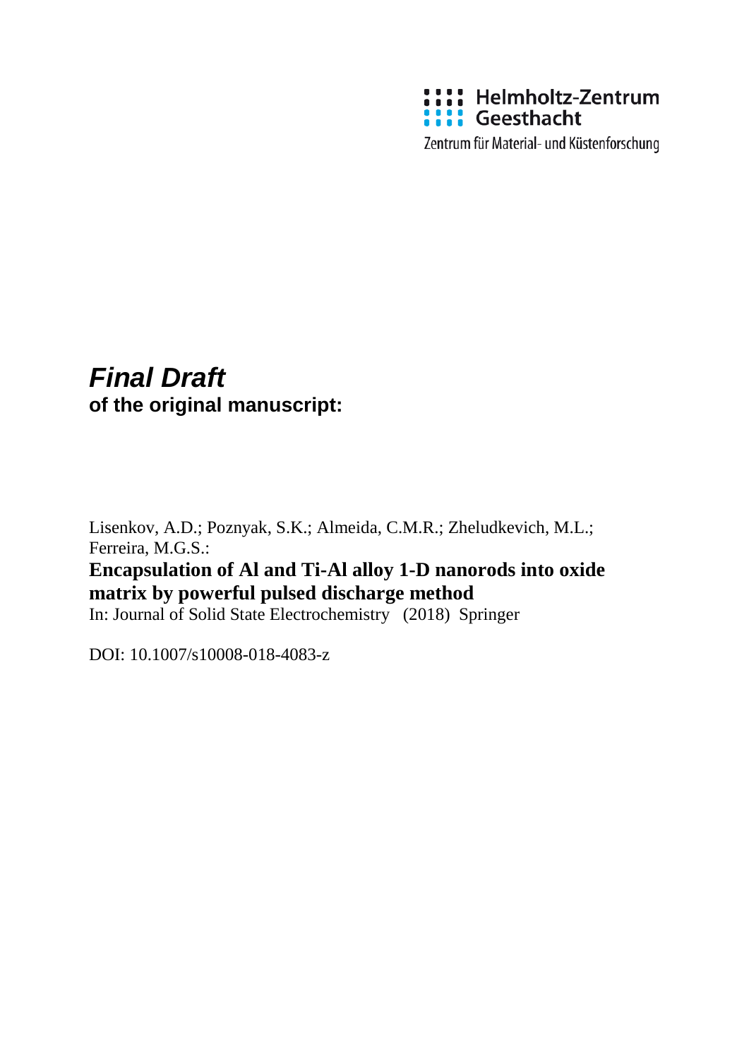Helmholtz-Zentrum Geesthacht

Zentrum für Material- und Küstenforschung

***Final Draft***
**of the original manuscript:**

Lisenkov, A.D.; Poznyak, S.K.; Almeida, C.M.R.; Zheludkevich, M.L.; Ferreira, M.G.S.:

**Encapsulation of Al and Ti-Al alloy 1-D nanorods into oxide matrix by powerful pulsed discharge method**

In: Journal of Solid State Electrochemistry (2018) Springer

DOI: 10.1007/s10008-018-4083-z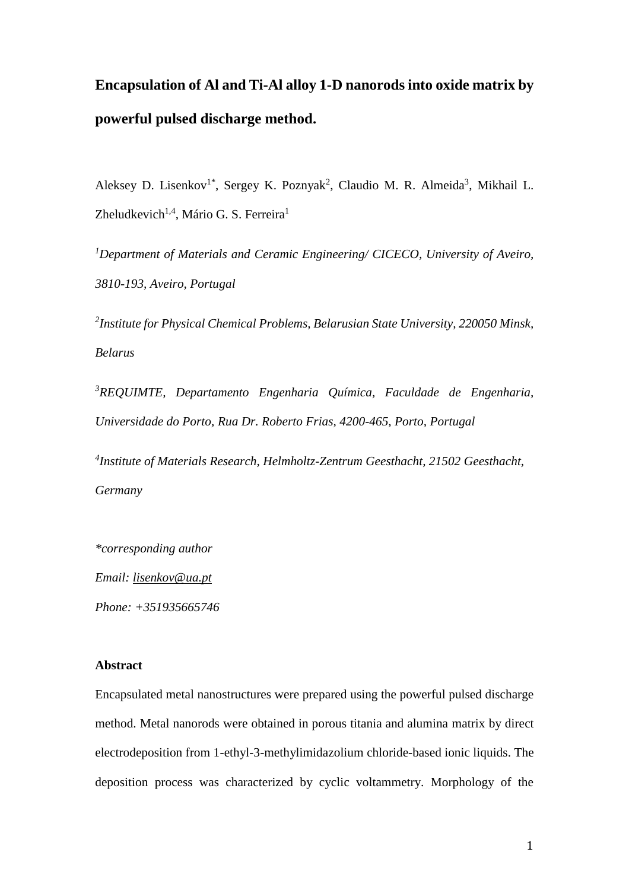# Encapsulation of Al and Ti-Al alloy 1-D nanorods into oxide matrix by powerful pulsed discharge method.

Aleksey D. Lisenkov[1*], Sergey K. Poznyak[2], Claudio M. R. Almeida[3], Mikhail L. Zheludkevich[1,4], Mário G. S. Ferreira[1]

[1]*Department of Materials and Ceramic Engineering/ CICECO, University of Aveiro, 3810-193, Aveiro, Portugal*

[2]*Institute for Physical Chemical Problems, Belarusian State University, 220050 Minsk, Belarus*

[3]*REQUIMTE, Departamento Engenharia Química, Faculdade de Engenharia, Universidade do Porto, Rua Dr. Roberto Frias, 4200-465, Porto, Portugal*

[4]*Institute of Materials Research, Helmholtz-Zentrum Geesthacht, 21502 Geesthacht, Germany*

*\*corresponding author*

*Email: lisenkov@ua.pt*

*Phone: +351935665746*

**Abstract**

Encapsulated metal nanostructures were prepared using the powerful pulsed discharge method. Metal nanorods were obtained in porous titania and alumina matrix by direct electrodeposition from 1-ethyl-3-methylimidazolium chloride-based ionic liquids. The deposition process was characterized by cyclic voltammetry. Morphology of the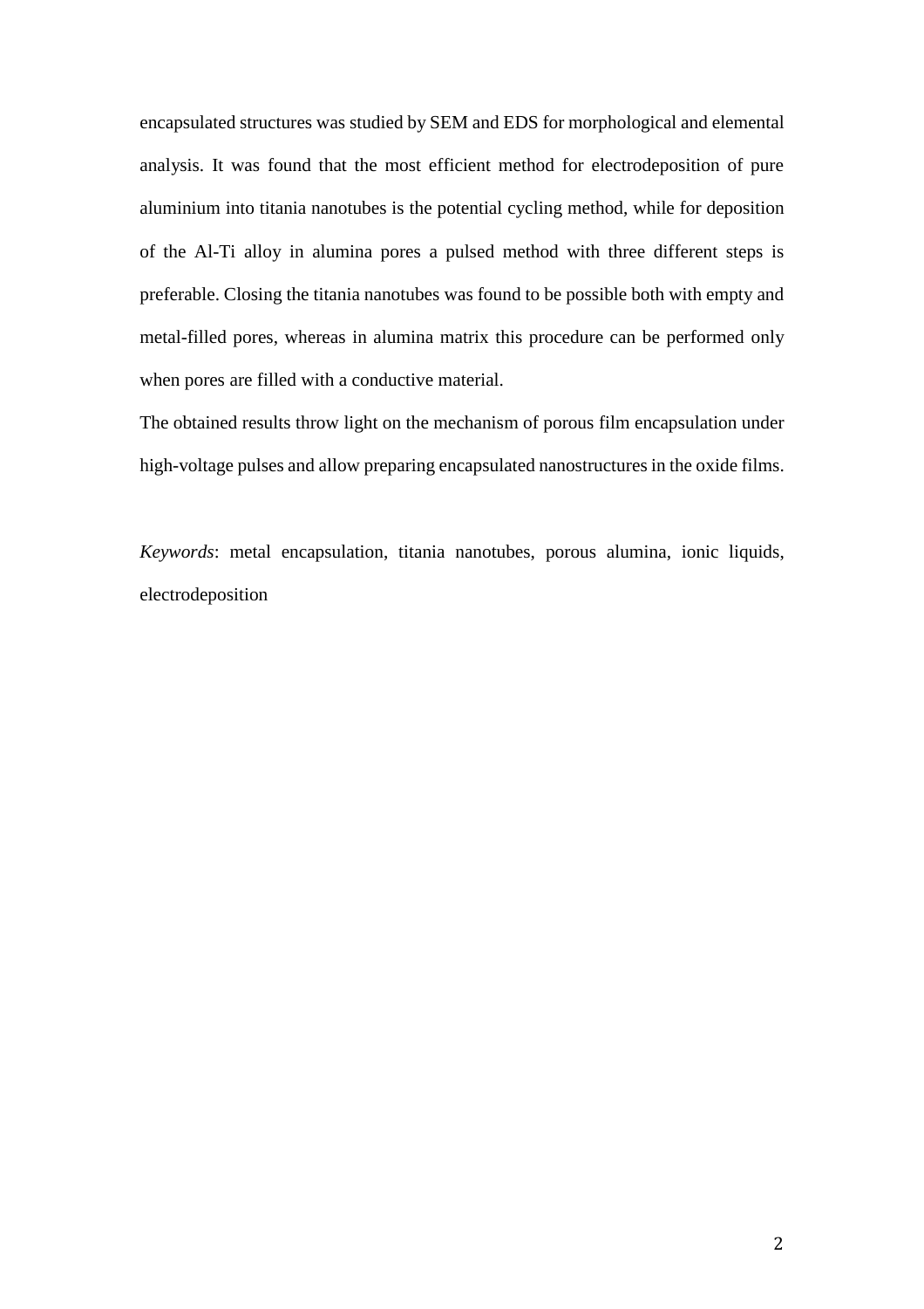encapsulated structures was studied by SEM and EDS for morphological and elemental analysis. It was found that the most efficient method for electrodeposition of pure aluminium into titania nanotubes is the potential cycling method, while for deposition of the Al-Ti alloy in alumina pores a pulsed method with three different steps is preferable. Closing the titania nanotubes was found to be possible both with empty and metal-filled pores, whereas in alumina matrix this procedure can be performed only when pores are filled with a conductive material.

The obtained results throw light on the mechanism of porous film encapsulation under high-voltage pulses and allow preparing encapsulated nanostructures in the oxide films.

*Keywords*: metal encapsulation, titania nanotubes, porous alumina, ionic liquids, electrodeposition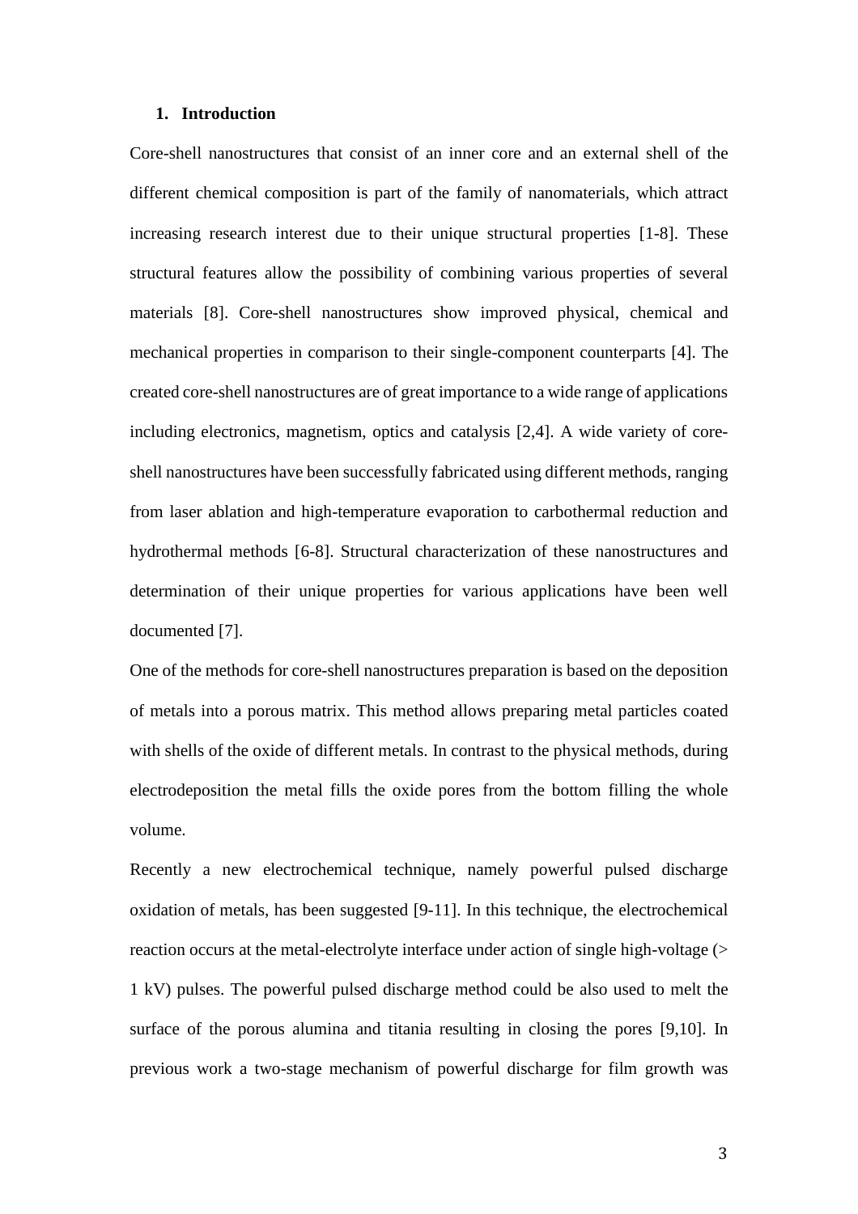## 1. Introduction

Core-shell nanostructures that consist of an inner core and an external shell of the different chemical composition is part of the family of nanomaterials, which attract increasing research interest due to their unique structural properties [1-8]. These structural features allow the possibility of combining various properties of several materials [8]. Core-shell nanostructures show improved physical, chemical and mechanical properties in comparison to their single-component counterparts [4]. The created core-shell nanostructures are of great importance to a wide range of applications including electronics, magnetism, optics and catalysis [2,4]. A wide variety of core-shell nanostructures have been successfully fabricated using different methods, ranging from laser ablation and high-temperature evaporation to carbothermal reduction and hydrothermal methods [6-8]. Structural characterization of these nanostructures and determination of their unique properties for various applications have been well documented [7].

One of the methods for core-shell nanostructures preparation is based on the deposition of metals into a porous matrix. This method allows preparing metal particles coated with shells of the oxide of different metals. In contrast to the physical methods, during electrodeposition the metal fills the oxide pores from the bottom filling the whole volume.

Recently a new electrochemical technique, namely powerful pulsed discharge oxidation of metals, has been suggested [9-11]. In this technique, the electrochemical reaction occurs at the metal-electrolyte interface under action of single high-voltage (> 1 kV) pulses. The powerful pulsed discharge method could be also used to melt the surface of the porous alumina and titania resulting in closing the pores [9,10]. In previous work a two-stage mechanism of powerful discharge for film growth was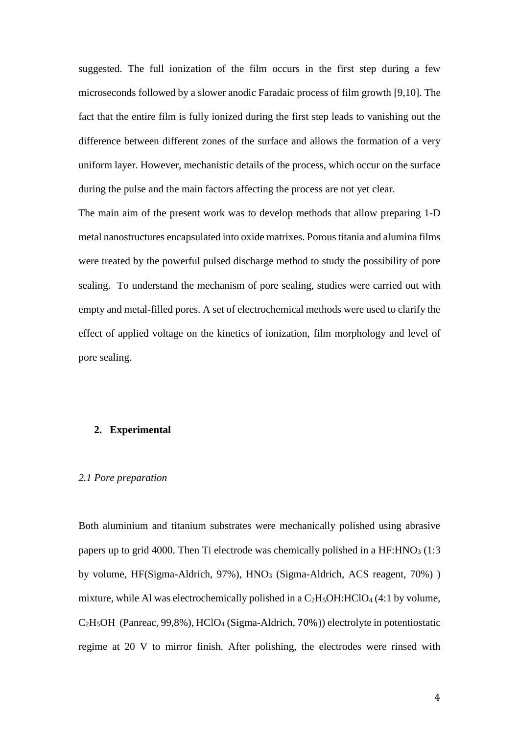suggested. The full ionization of the film occurs in the first step during a few microseconds followed by a slower anodic Faradaic process of film growth [9,10]. The fact that the entire film is fully ionized during the first step leads to vanishing out the difference between different zones of the surface and allows the formation of a very uniform layer. However, mechanistic details of the process, which occur on the surface during the pulse and the main factors affecting the process are not yet clear.

The main aim of the present work was to develop methods that allow preparing 1-D metal nanostructures encapsulated into oxide matrixes. Porous titania and alumina films were treated by the powerful pulsed discharge method to study the possibility of pore sealing. To understand the mechanism of pore sealing, studies were carried out with empty and metal-filled pores. A set of electrochemical methods were used to clarify the effect of applied voltage on the kinetics of ionization, film morphology and level of pore sealing.

## 2. Experimental

### *2.1 Pore preparation*

Both aluminium and titanium substrates were mechanically polished using abrasive papers up to grid 4000. Then Ti electrode was chemically polished in a $HF$:$HNO_3$ (1:3 by volume, HF(Sigma-Aldrich, 97%), $HNO_3$ (Sigma-Aldrich, ACS reagent, 70%) ) mixture, while Al was electrochemically polished in a $C_2H_5OH$:$HClO_4$ (4:1 by volume, $C_2H_5OH$ (Panreac, 99,8%), $HClO_4$ (Sigma-Aldrich, 70%)) electrolyte in potentiostatic regime at 20 V to mirror finish. After polishing, the electrodes were rinsed with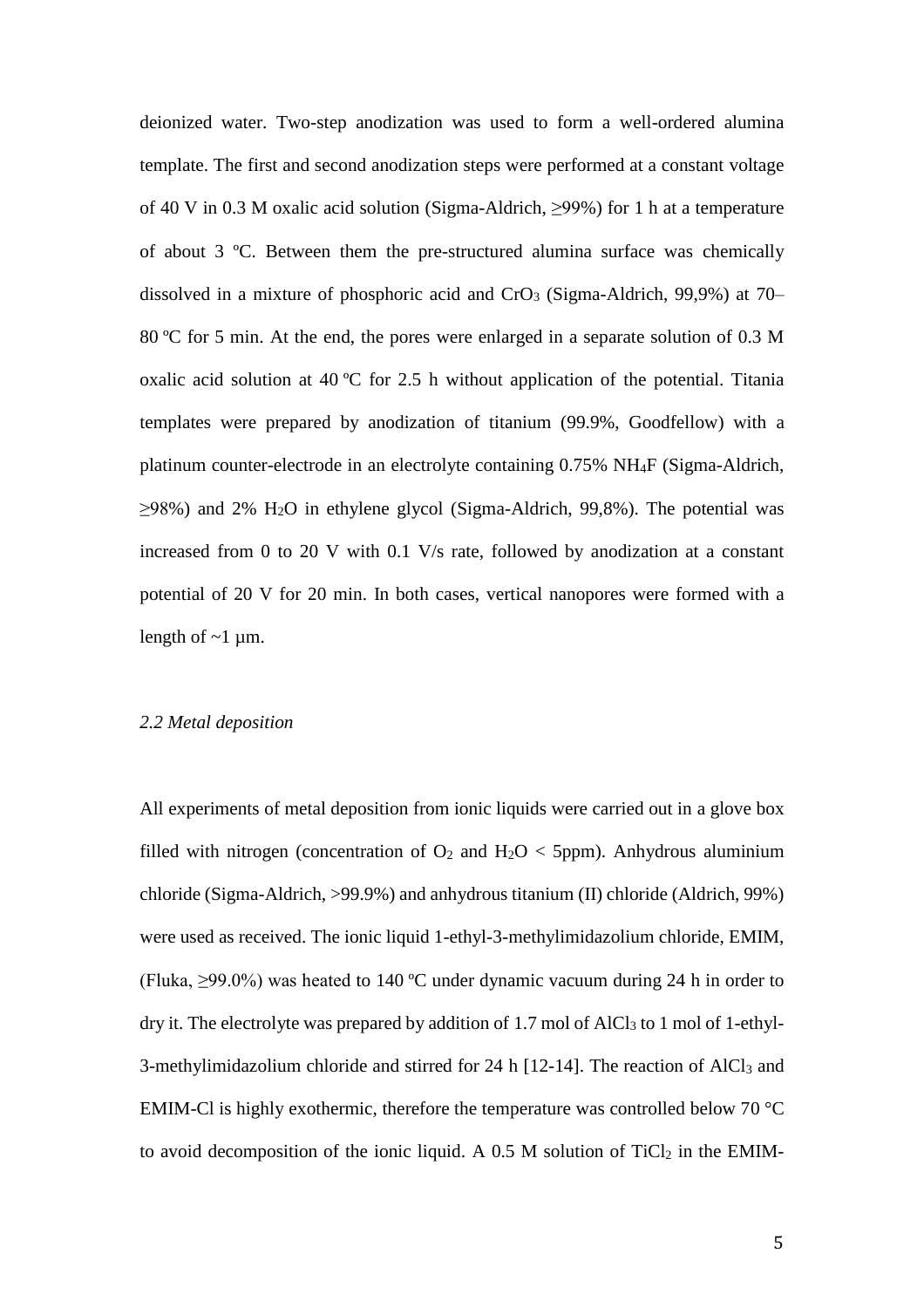deionized water. Two-step anodization was used to form a well-ordered alumina template. The first and second anodization steps were performed at a constant voltage of 40 V in 0.3 M oxalic acid solution (Sigma-Aldrich, ≥99%) for 1 h at a temperature of about 3 ºC. Between them the pre-structured alumina surface was chemically dissolved in a mixture of phosphoric acid and $CrO_3$ (Sigma-Aldrich, 99,9%) at 70–80 ºC for 5 min. At the end, the pores were enlarged in a separate solution of 0.3 M oxalic acid solution at 40 ºC for 2.5 h without application of the potential. Titania templates were prepared by anodization of titanium (99.9%, Goodfellow) with a platinum counter-electrode in an electrolyte containing 0.75% $NH_4F$ (Sigma-Aldrich, ≥98%) and 2% $H_2O$ in ethylene glycol (Sigma-Aldrich, 99,8%). The potential was increased from 0 to 20 V with 0.1 V/s rate, followed by anodization at a constant potential of 20 V for 20 min. In both cases, vertical nanopores were formed with a length of ~1 µm.

*2.2 Metal deposition*

All experiments of metal deposition from ionic liquids were carried out in a glove box filled with nitrogen (concentration of $O_2$ and $H_2O$ < 5ppm). Anhydrous aluminium chloride (Sigma-Aldrich, >99.9%) and anhydrous titanium (II) chloride (Aldrich, 99%) were used as received. The ionic liquid 1-ethyl-3-methylimidazolium chloride, EMIM, (Fluka, ≥99.0%) was heated to 140 ºC under dynamic vacuum during 24 h in order to dry it. The electrolyte was prepared by addition of 1.7 mol of $AlCl_3$ to 1 mol of 1-ethyl-3-methylimidazolium chloride and stirred for 24 h [12-14]. The reaction of $AlCl_3$ and EMIM-Cl is highly exothermic, therefore the temperature was controlled below 70 °C to avoid decomposition of the ionic liquid. A 0.5 M solution of $TiCl_2$ in the EMIM-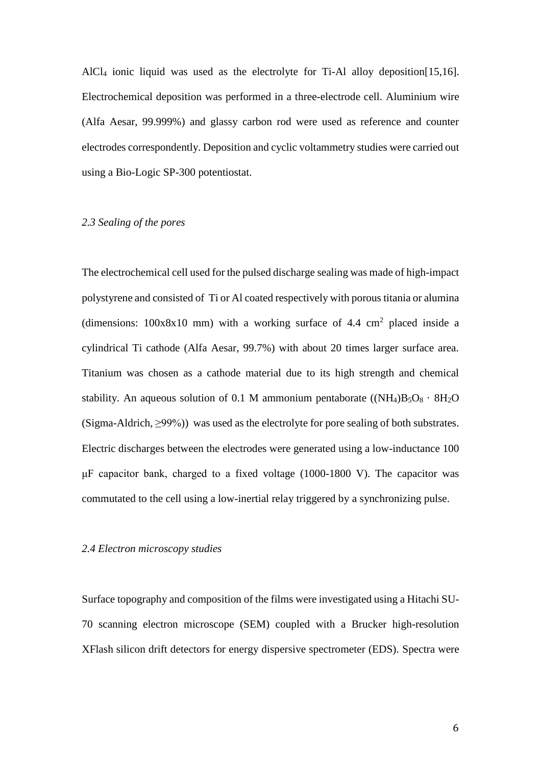$AlCl_4$ ionic liquid was used as the electrolyte for Ti-Al alloy deposition[15,16]. Electrochemical deposition was performed in a three-electrode cell. Aluminium wire (Alfa Aesar, 99.999%) and glassy carbon rod were used as reference and counter electrodes correspondently. Deposition and cyclic voltammetry studies were carried out using a Bio-Logic SP-300 potentiostat.

### *2.3 Sealing of the pores*

The electrochemical cell used for the pulsed discharge sealing was made of high-impact polystyrene and consisted of Ti or Al coated respectively with porous titania or alumina (dimensions: 100x8x10 mm) with a working surface of 4.4 $cm^2$ placed inside a cylindrical Ti cathode (Alfa Aesar, 99.7%) with about 20 times larger surface area. Titanium was chosen as a cathode material due to its high strength and chemical stability. An aqueous solution of 0.1 M ammonium pentaborate ($(NH_4)B_5O_8 \cdot 8H_2O$ (Sigma-Aldrich, ≥99%)) was used as the electrolyte for pore sealing of both substrates. Electric discharges between the electrodes were generated using a low-inductance 100 μF capacitor bank, charged to a fixed voltage (1000-1800 V). The capacitor was commutated to the cell using a low-inertial relay triggered by a synchronizing pulse.

### *2.4 Electron microscopy studies*

Surface topography and composition of the films were investigated using a Hitachi SU-70 scanning electron microscope (SEM) coupled with a Brucker high-resolution XFlash silicon drift detectors for energy dispersive spectrometer (EDS). Spectra were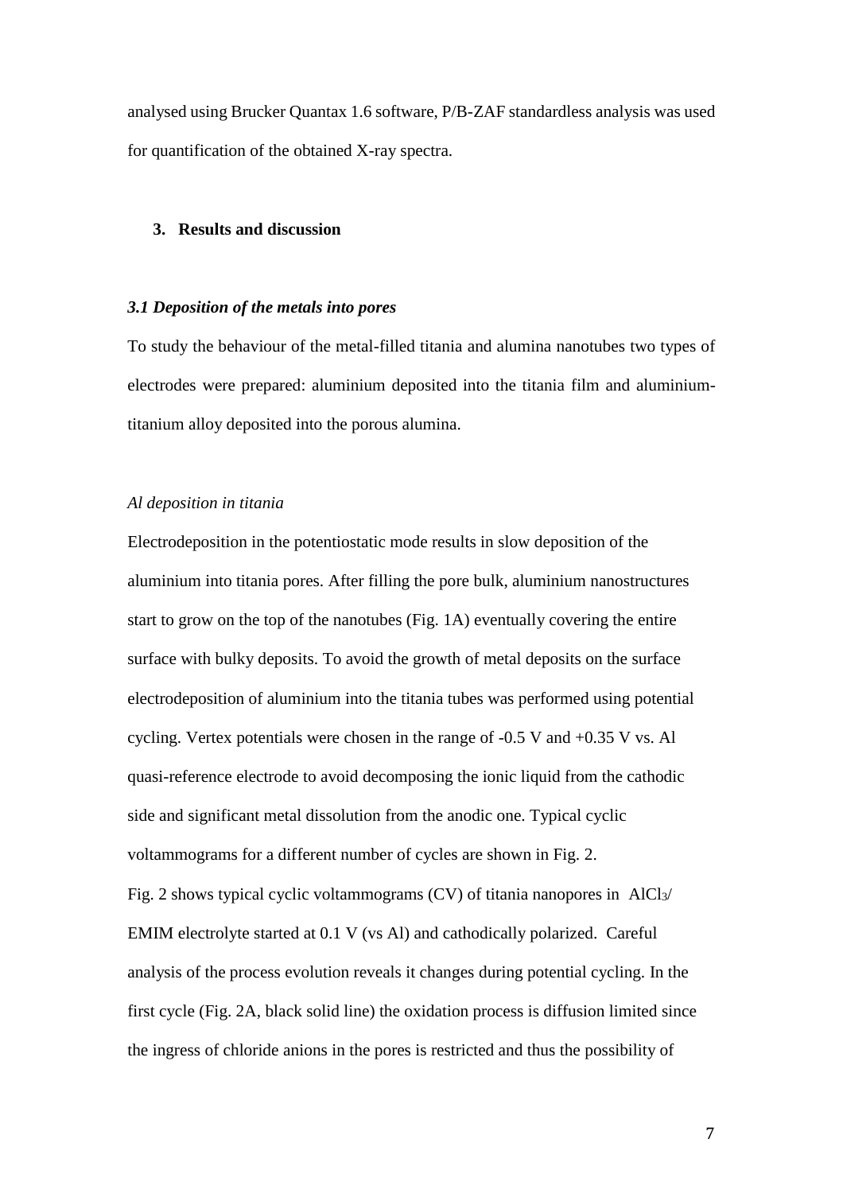analysed using Brucker Quantax 1.6 software, P/B-ZAF standardless analysis was used for quantification of the obtained X-ray spectra.

## 3. Results and discussion

### *3.1 Deposition of the metals into pores*

To study the behaviour of the metal-filled titania and alumina nanotubes two types of electrodes were prepared: aluminium deposited into the titania film and aluminium-titanium alloy deposited into the porous alumina.

*Al deposition in titania*

Electrodeposition in the potentiostatic mode results in slow deposition of the aluminium into titania pores. After filling the pore bulk, aluminium nanostructures start to grow on the top of the nanotubes (Fig. 1A) eventually covering the entire surface with bulky deposits. To avoid the growth of metal deposits on the surface electrodeposition of aluminium into the titania tubes was performed using potential cycling. Vertex potentials were chosen in the range of -0.5 V and +0.35 V vs. Al quasi-reference electrode to avoid decomposing the ionic liquid from the cathodic side and significant metal dissolution from the anodic one. Typical cyclic voltammograms for a different number of cycles are shown in Fig. 2.

Fig. 2 shows typical cyclic voltammograms (CV) of titania nanopores in $AlCl_3$/ EMIM electrolyte started at 0.1 V (vs Al) and cathodically polarized. Careful analysis of the process evolution reveals it changes during potential cycling. In the first cycle (Fig. 2A, black solid line) the oxidation process is diffusion limited since the ingress of chloride anions in the pores is restricted and thus the possibility of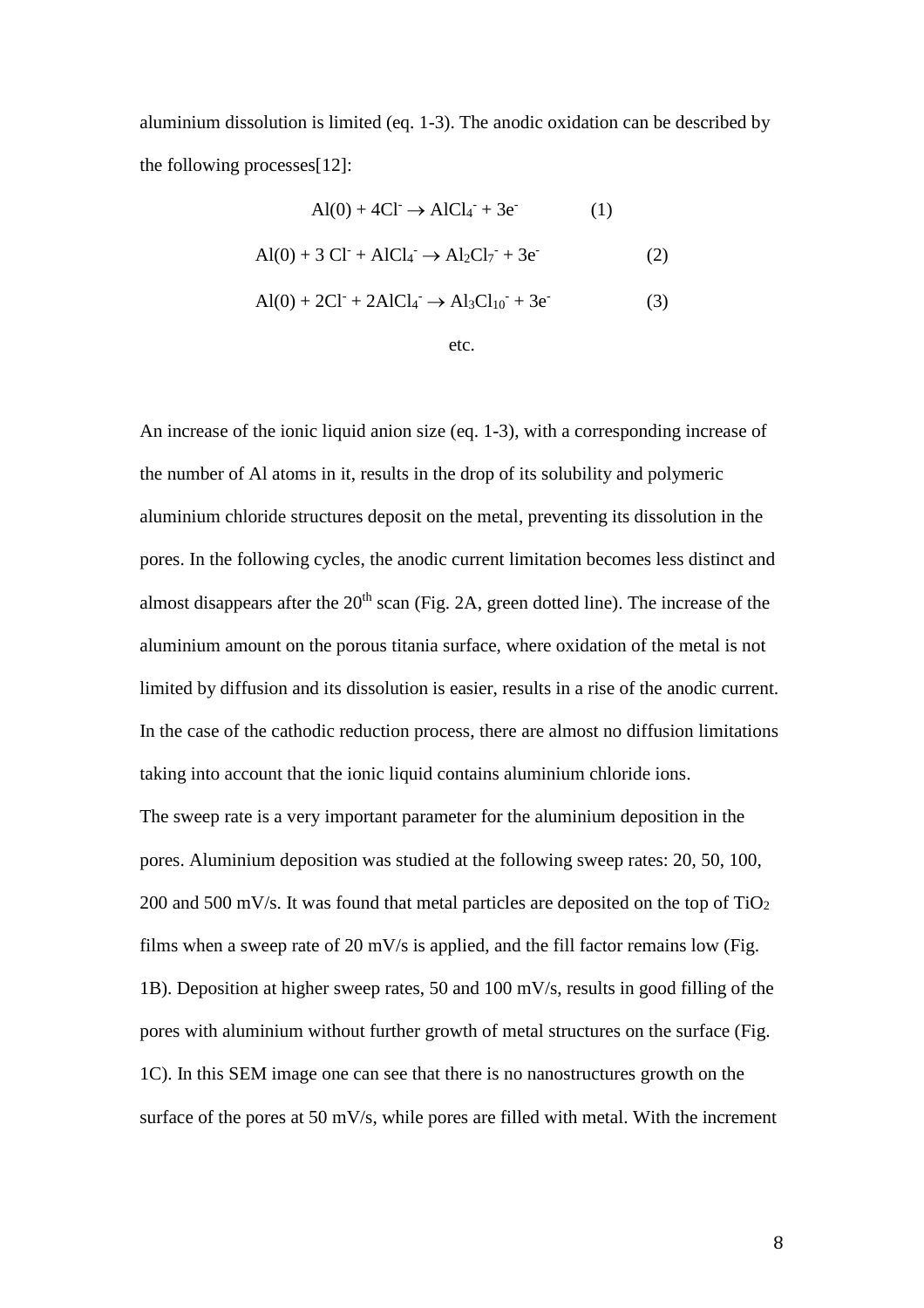aluminium dissolution is limited (eq. 1-3). The anodic oxidation can be described by the following processes[12]:

$$Al(0) + 4Cl^- \rightarrow AlCl_4^- + 3e^- \qquad (1)$$

$$Al(0) + 3\,Cl^- + AlCl_4^- \rightarrow Al_2Cl_7^- + 3e^- \qquad (2)$$

$$Al(0) + 2Cl^- + 2AlCl_4^- \rightarrow Al_3Cl_{10}^- + 3e^- \qquad (3)$$

etc.

An increase of the ionic liquid anion size (eq. 1-3), with a corresponding increase of the number of Al atoms in it, results in the drop of its solubility and polymeric aluminium chloride structures deposit on the metal, preventing its dissolution in the pores. In the following cycles, the anodic current limitation becomes less distinct and almost disappears after the $20^{th}$ scan (Fig. 2A, green dotted line). The increase of the aluminium amount on the porous titania surface, where oxidation of the metal is not limited by diffusion and its dissolution is easier, results in a rise of the anodic current. In the case of the cathodic reduction process, there are almost no diffusion limitations taking into account that the ionic liquid contains aluminium chloride ions.

The sweep rate is a very important parameter for the aluminium deposition in the pores. Aluminium deposition was studied at the following sweep rates: 20, 50, 100, 200 and 500 mV/s. It was found that metal particles are deposited on the top of $TiO_2$ films when a sweep rate of 20 mV/s is applied, and the fill factor remains low (Fig. 1B). Deposition at higher sweep rates, 50 and 100 mV/s, results in good filling of the pores with aluminium without further growth of metal structures on the surface (Fig. 1C). In this SEM image one can see that there is no nanostructures growth on the surface of the pores at 50 mV/s, while pores are filled with metal. With the increment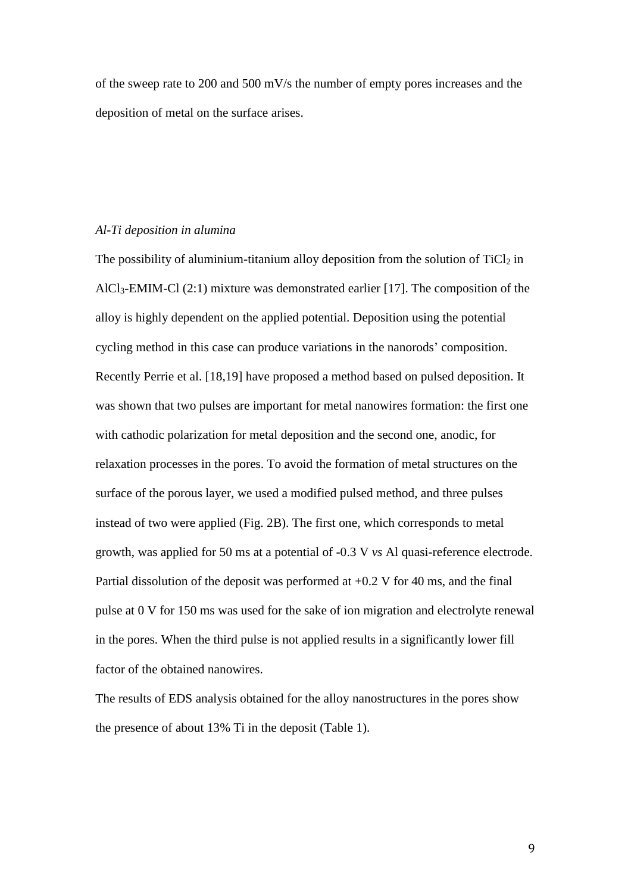of the sweep rate to 200 and 500 mV/s the number of empty pores increases and the deposition of metal on the surface arises.

*Al-Ti deposition in alumina*

The possibility of aluminium-titanium alloy deposition from the solution of $TiCl_2$ in $AlCl_3$-EMIM-Cl (2:1) mixture was demonstrated earlier [17]. The composition of the alloy is highly dependent on the applied potential. Deposition using the potential cycling method in this case can produce variations in the nanorods' composition. Recently Perrie et al. [18,19] have proposed a method based on pulsed deposition. It was shown that two pulses are important for metal nanowires formation: the first one with cathodic polarization for metal deposition and the second one, anodic, for relaxation processes in the pores. To avoid the formation of metal structures on the surface of the porous layer, we used a modified pulsed method, and three pulses instead of two were applied (Fig. 2B). The first one, which corresponds to metal growth, was applied for 50 ms at a potential of -0.3 V *vs* Al quasi-reference electrode. Partial dissolution of the deposit was performed at +0.2 V for 40 ms, and the final pulse at 0 V for 150 ms was used for the sake of ion migration and electrolyte renewal in the pores. When the third pulse is not applied results in a significantly lower fill factor of the obtained nanowires.

The results of EDS analysis obtained for the alloy nanostructures in the pores show the presence of about 13% Ti in the deposit (Table 1).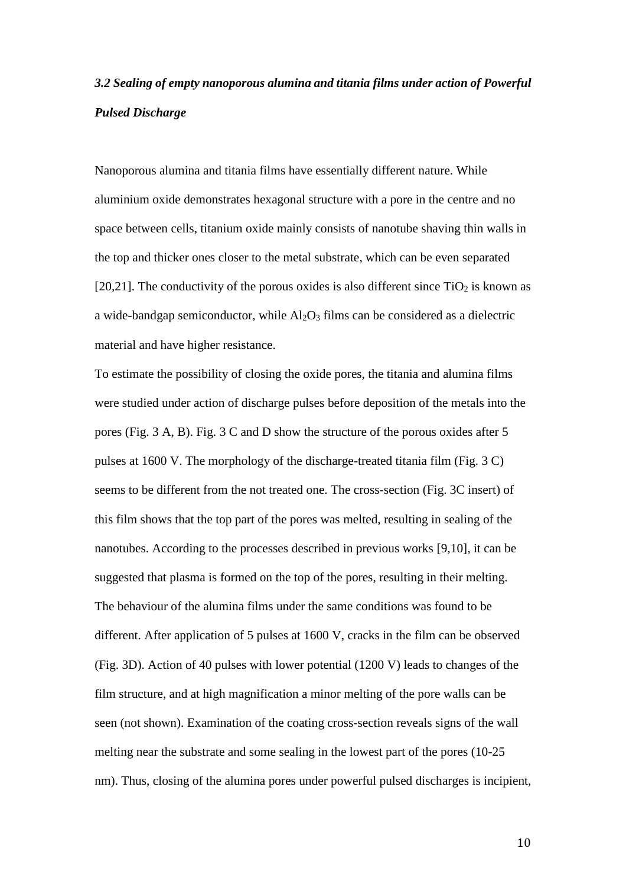### *3.2 Sealing of empty nanoporous alumina and titania films under action of Powerful Pulsed Discharge*

Nanoporous alumina and titania films have essentially different nature. While aluminium oxide demonstrates hexagonal structure with a pore in the centre and no space between cells, titanium oxide mainly consists of nanotube shaving thin walls in the top and thicker ones closer to the metal substrate, which can be even separated [20,21]. The conductivity of the porous oxides is also different since $TiO_2$ is known as a wide-bandgap semiconductor, while $Al_2O_3$ films can be considered as a dielectric material and have higher resistance.

To estimate the possibility of closing the oxide pores, the titania and alumina films were studied under action of discharge pulses before deposition of the metals into the pores (Fig. 3 A, B). Fig. 3 C and D show the structure of the porous oxides after 5 pulses at 1600 V. The morphology of the discharge-treated titania film (Fig. 3 C) seems to be different from the not treated one. The cross-section (Fig. 3C insert) of this film shows that the top part of the pores was melted, resulting in sealing of the nanotubes. According to the processes described in previous works [9,10], it can be suggested that plasma is formed on the top of the pores, resulting in their melting. The behaviour of the alumina films under the same conditions was found to be different. After application of 5 pulses at 1600 V, cracks in the film can be observed (Fig. 3D). Action of 40 pulses with lower potential (1200 V) leads to changes of the film structure, and at high magnification a minor melting of the pore walls can be seen (not shown). Examination of the coating cross-section reveals signs of the wall melting near the substrate and some sealing in the lowest part of the pores (10-25 nm). Thus, closing of the alumina pores under powerful pulsed discharges is incipient,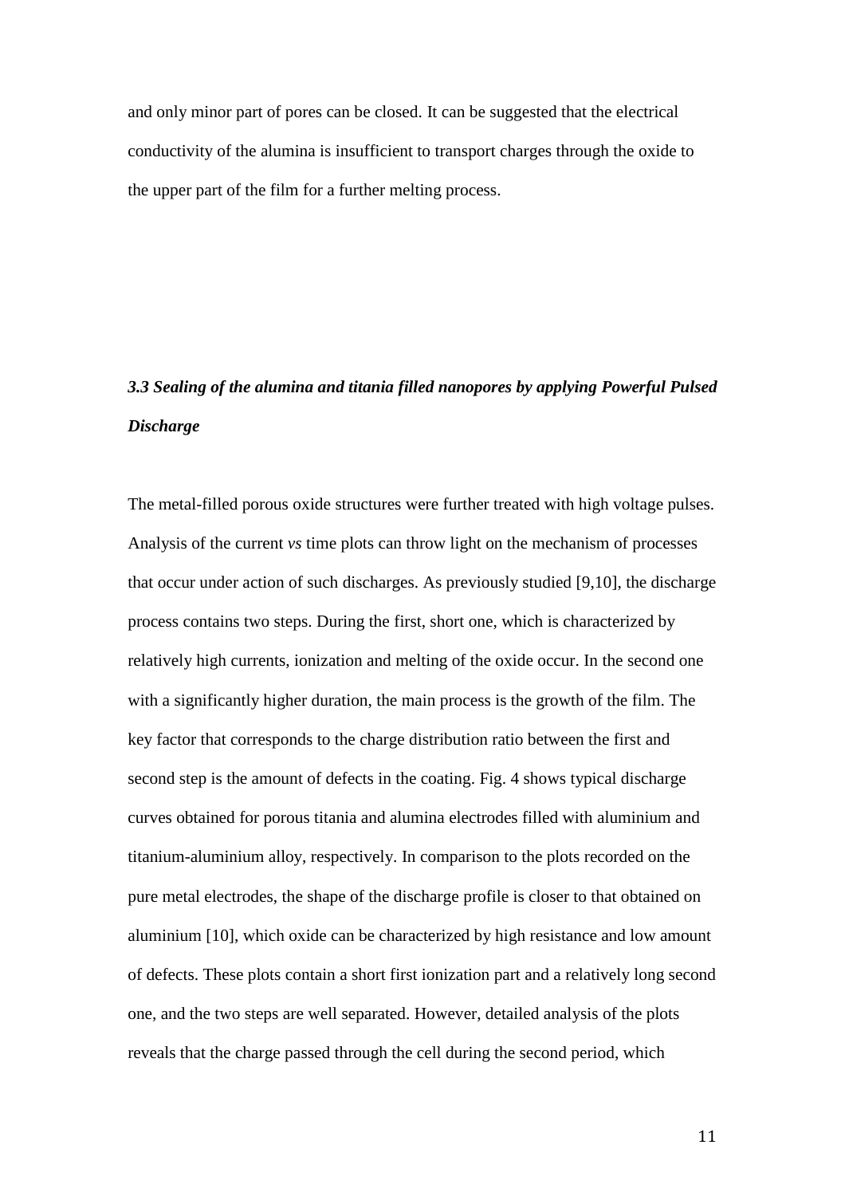and only minor part of pores can be closed. It can be suggested that the electrical conductivity of the alumina is insufficient to transport charges through the oxide to the upper part of the film for a further melting process.

### *3.3 Sealing of the alumina and titania filled nanopores by applying Powerful Pulsed Discharge*

The metal-filled porous oxide structures were further treated with high voltage pulses. Analysis of the current *vs* time plots can throw light on the mechanism of processes that occur under action of such discharges. As previously studied [9,10], the discharge process contains two steps. During the first, short one, which is characterized by relatively high currents, ionization and melting of the oxide occur. In the second one with a significantly higher duration, the main process is the growth of the film. The key factor that corresponds to the charge distribution ratio between the first and second step is the amount of defects in the coating. Fig. 4 shows typical discharge curves obtained for porous titania and alumina electrodes filled with aluminium and titanium-aluminium alloy, respectively. In comparison to the plots recorded on the pure metal electrodes, the shape of the discharge profile is closer to that obtained on aluminium [10], which oxide can be characterized by high resistance and low amount of defects. These plots contain a short first ionization part and a relatively long second one, and the two steps are well separated. However, detailed analysis of the plots reveals that the charge passed through the cell during the second period, which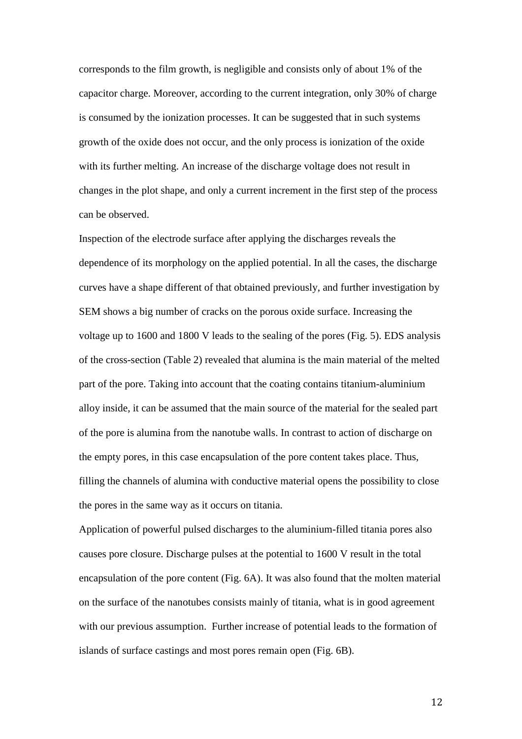corresponds to the film growth, is negligible and consists only of about 1% of the capacitor charge. Moreover, according to the current integration, only 30% of charge is consumed by the ionization processes. It can be suggested that in such systems growth of the oxide does not occur, and the only process is ionization of the oxide with its further melting. An increase of the discharge voltage does not result in changes in the plot shape, and only a current increment in the first step of the process can be observed.

Inspection of the electrode surface after applying the discharges reveals the dependence of its morphology on the applied potential. In all the cases, the discharge curves have a shape different of that obtained previously, and further investigation by SEM shows a big number of cracks on the porous oxide surface. Increasing the voltage up to 1600 and 1800 V leads to the sealing of the pores (Fig. 5). EDS analysis of the cross-section (Table 2) revealed that alumina is the main material of the melted part of the pore. Taking into account that the coating contains titanium-aluminium alloy inside, it can be assumed that the main source of the material for the sealed part of the pore is alumina from the nanotube walls. In contrast to action of discharge on the empty pores, in this case encapsulation of the pore content takes place. Thus, filling the channels of alumina with conductive material opens the possibility to close the pores in the same way as it occurs on titania.

Application of powerful pulsed discharges to the aluminium-filled titania pores also causes pore closure. Discharge pulses at the potential to 1600 V result in the total encapsulation of the pore content (Fig. 6A). It was also found that the molten material on the surface of the nanotubes consists mainly of titania, what is in good agreement with our previous assumption. Further increase of potential leads to the formation of islands of surface castings and most pores remain open (Fig. 6B).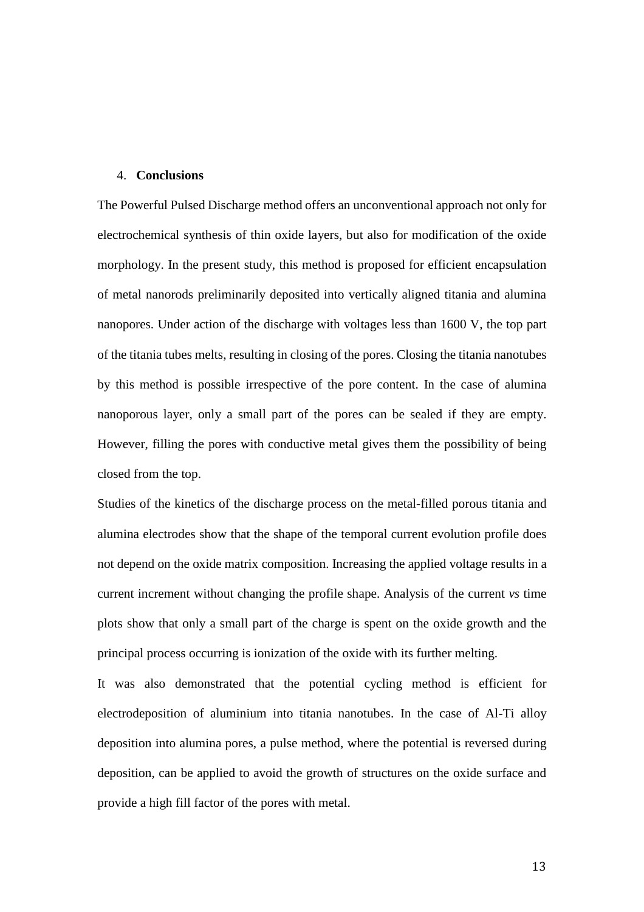## 4. **Conclusions**

The Powerful Pulsed Discharge method offers an unconventional approach not only for electrochemical synthesis of thin oxide layers, but also for modification of the oxide morphology. In the present study, this method is proposed for efficient encapsulation of metal nanorods preliminarily deposited into vertically aligned titania and alumina nanopores. Under action of the discharge with voltages less than 1600 V, the top part of the titania tubes melts, resulting in closing of the pores. Closing the titania nanotubes by this method is possible irrespective of the pore content. In the case of alumina nanoporous layer, only a small part of the pores can be sealed if they are empty. However, filling the pores with conductive metal gives them the possibility of being closed from the top.

Studies of the kinetics of the discharge process on the metal-filled porous titania and alumina electrodes show that the shape of the temporal current evolution profile does not depend on the oxide matrix composition. Increasing the applied voltage results in a current increment without changing the profile shape. Analysis of the current *vs* time plots show that only a small part of the charge is spent on the oxide growth and the principal process occurring is ionization of the oxide with its further melting.

It was also demonstrated that the potential cycling method is efficient for electrodeposition of aluminium into titania nanotubes. In the case of Al-Ti alloy deposition into alumina pores, a pulse method, where the potential is reversed during deposition, can be applied to avoid the growth of structures on the oxide surface and provide a high fill factor of the pores with metal.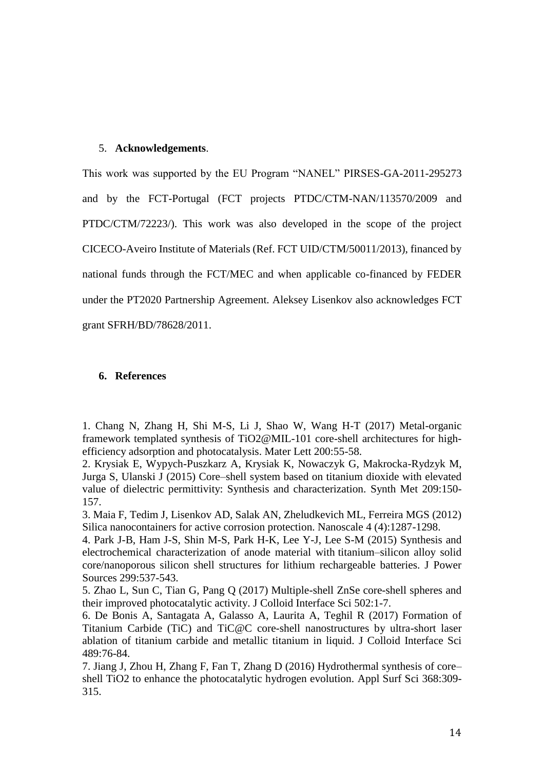## 5. **Acknowledgements**.

This work was supported by the EU Program "NANEL" PIRSES-GA-2011-295273 and by the FCT-Portugal (FCT projects PTDC/CTM-NAN/113570/2009 and PTDC/CTM/72223/). This work was also developed in the scope of the project CICECO-Aveiro Institute of Materials (Ref. FCT UID/CTM/50011/2013), financed by national funds through the FCT/MEC and when applicable co-financed by FEDER under the PT2020 Partnership Agreement. Aleksey Lisenkov also acknowledges FCT grant SFRH/BD/78628/2011.

## 6. References

1. Chang N, Zhang H, Shi M-S, Li J, Shao W, Wang H-T (2017) Metal-organic framework templated synthesis of $TiO_2$@MIL-101 core-shell architectures for high-efficiency adsorption and photocatalysis. Mater Lett 200:55-58.
2. Krysiak E, Wypych-Puszkarz A, Krysiak K, Nowaczyk G, Makrocka-Rydzyk M, Jurga S, Ulanski J (2015) Core–shell system based on titanium dioxide with elevated value of dielectric permittivity: Synthesis and characterization. Synth Met 209:150-157.
3. Maia F, Tedim J, Lisenkov AD, Salak AN, Zheludkevich ML, Ferreira MGS (2012) Silica nanocontainers for active corrosion protection. Nanoscale 4 (4):1287-1298.
4. Park J-B, Ham J-S, Shin M-S, Park H-K, Lee Y-J, Lee S-M (2015) Synthesis and electrochemical characterization of anode material with titanium–silicon alloy solid core/nanoporous silicon shell structures for lithium rechargeable batteries. J Power Sources 299:537-543.
5. Zhao L, Sun C, Tian G, Pang Q (2017) Multiple-shell ZnSe core-shell spheres and their improved photocatalytic activity. J Colloid Interface Sci 502:1-7.
6. De Bonis A, Santagata A, Galasso A, Laurita A, Teghil R (2017) Formation of Titanium Carbide (TiC) and TiC@C core-shell nanostructures by ultra-short laser ablation of titanium carbide and metallic titanium in liquid. J Colloid Interface Sci 489:76-84.
7. Jiang J, Zhou H, Zhang F, Fan T, Zhang D (2016) Hydrothermal synthesis of core–shell $TiO_2$ to enhance the photocatalytic hydrogen evolution. Appl Surf Sci 368:309-315.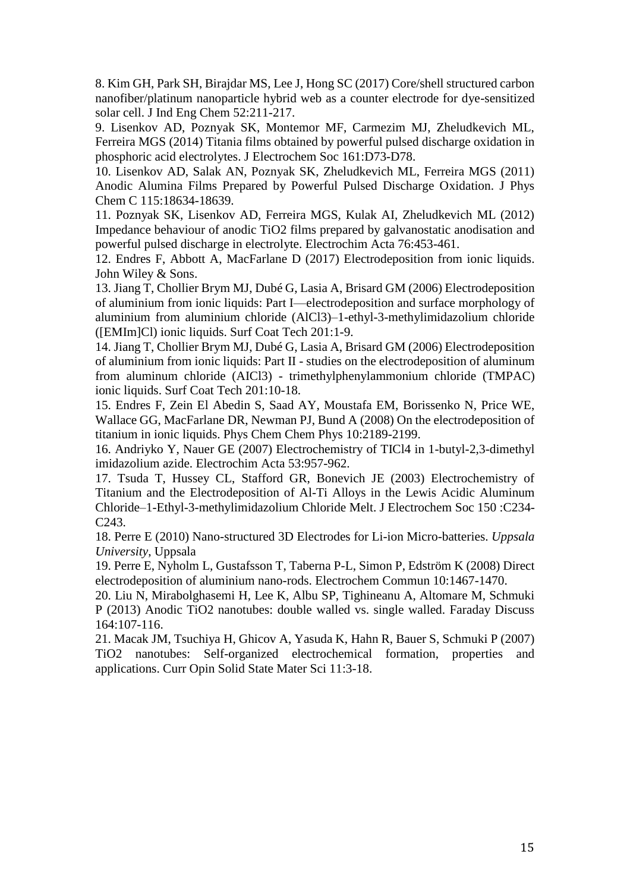8. Kim GH, Park SH, Birajdar MS, Lee J, Hong SC (2017) Core/shell structured carbon nanofiber/platinum nanoparticle hybrid web as a counter electrode for dye-sensitized solar cell. J Ind Eng Chem 52:211-217.

9. Lisenkov AD, Poznyak SK, Montemor MF, Carmezim MJ, Zheludkevich ML, Ferreira MGS (2014) Titania films obtained by powerful pulsed discharge oxidation in phosphoric acid electrolytes. J Electrochem Soc 161:D73-D78.

10. Lisenkov AD, Salak AN, Poznyak SK, Zheludkevich ML, Ferreira MGS (2011) Anodic Alumina Films Prepared by Powerful Pulsed Discharge Oxidation. J Phys Chem C 115:18634-18639.

11. Poznyak SK, Lisenkov AD, Ferreira MGS, Kulak AI, Zheludkevich ML (2012) Impedance behaviour of anodic TiO2 films prepared by galvanostatic anodisation and powerful pulsed discharge in electrolyte. Electrochim Acta 76:453-461.

12. Endres F, Abbott A, MacFarlane D (2017) Electrodeposition from ionic liquids. John Wiley & Sons.

13. Jiang T, Chollier Brym MJ, Dubé G, Lasia A, Brisard GM (2006) Electrodeposition of aluminium from ionic liquids: Part I—electrodeposition and surface morphology of aluminium from aluminium chloride (AlCl3)–1-ethyl-3-methylimidazolium chloride ([EMIm]Cl) ionic liquids. Surf Coat Tech 201:1-9.

14. Jiang T, Chollier Brym MJ, Dubé G, Lasia A, Brisard GM (2006) Electrodeposition of aluminium from ionic liquids: Part II - studies on the electrodeposition of aluminum from aluminum chloride (AICl3) - trimethylphenylammonium chloride (TMPAC) ionic liquids. Surf Coat Tech 201:10-18.

15. Endres F, Zein El Abedin S, Saad AY, Moustafa EM, Borissenko N, Price WE, Wallace GG, MacFarlane DR, Newman PJ, Bund A (2008) On the electrodeposition of titanium in ionic liquids. Phys Chem Chem Phys 10:2189-2199.

16. Andriyko Y, Nauer GE (2007) Electrochemistry of TICl4 in 1-butyl-2,3-dimethyl imidazolium azide. Electrochim Acta 53:957-962.

17. Tsuda T, Hussey CL, Stafford GR, Bonevich JE (2003) Electrochemistry of Titanium and the Electrodeposition of Al-Ti Alloys in the Lewis Acidic Aluminum Chloride–1-Ethyl-3-methylimidazolium Chloride Melt. J Electrochem Soc 150 :C234-C243.

18. Perre E (2010) Nano-structured 3D Electrodes for Li-ion Micro-batteries. *Uppsala University*, Uppsala

19. Perre E, Nyholm L, Gustafsson T, Taberna P-L, Simon P, Edström K (2008) Direct electrodeposition of aluminium nano-rods. Electrochem Commun 10:1467-1470.

20. Liu N, Mirabolghasemi H, Lee K, Albu SP, Tighineanu A, Altomare M, Schmuki P (2013) Anodic TiO2 nanotubes: double walled vs. single walled. Faraday Discuss 164:107-116.

21. Macak JM, Tsuchiya H, Ghicov A, Yasuda K, Hahn R, Bauer S, Schmuki P (2007) TiO2 nanotubes: Self-organized electrochemical formation, properties and applications. Curr Opin Solid State Mater Sci 11:3-18.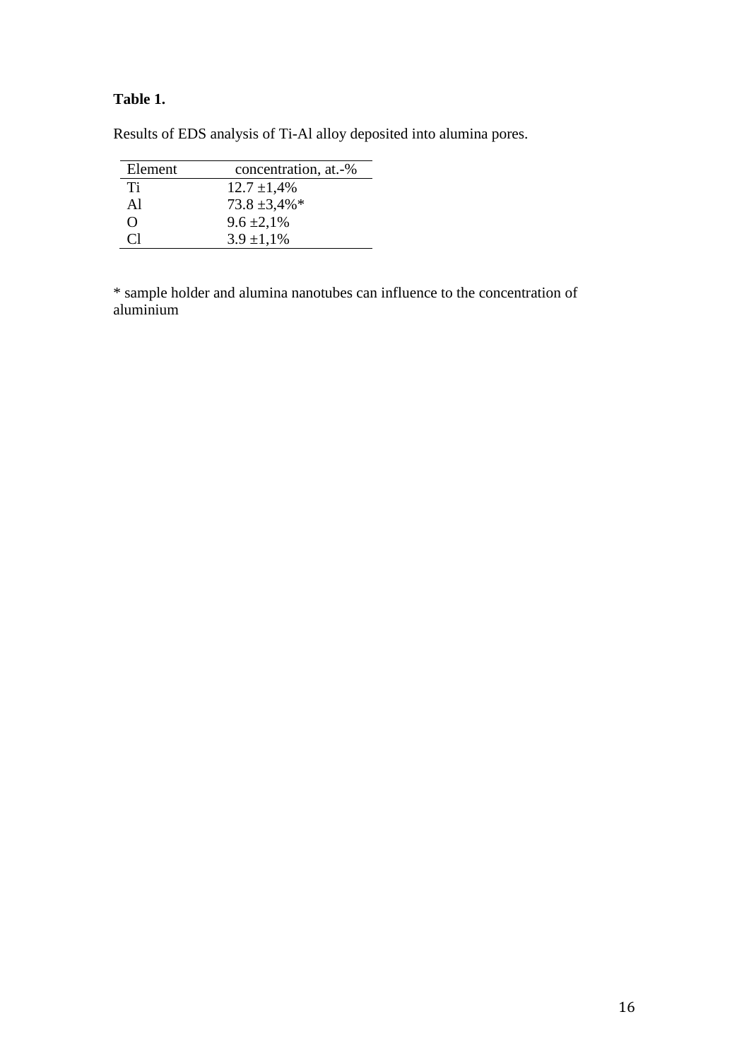**Table 1.**

Results of EDS analysis of Ti-Al alloy deposited into alumina pores.

| Element | concentration, at.-% |
|---|---|
| Ti | 12.7 ±1,4% |
| Al | 73.8 ±3,4%* |
| O | 9.6 ±2,1% |
| Cl | 3.9 ±1,1% |

* sample holder and alumina nanotubes can influence to the concentration of aluminium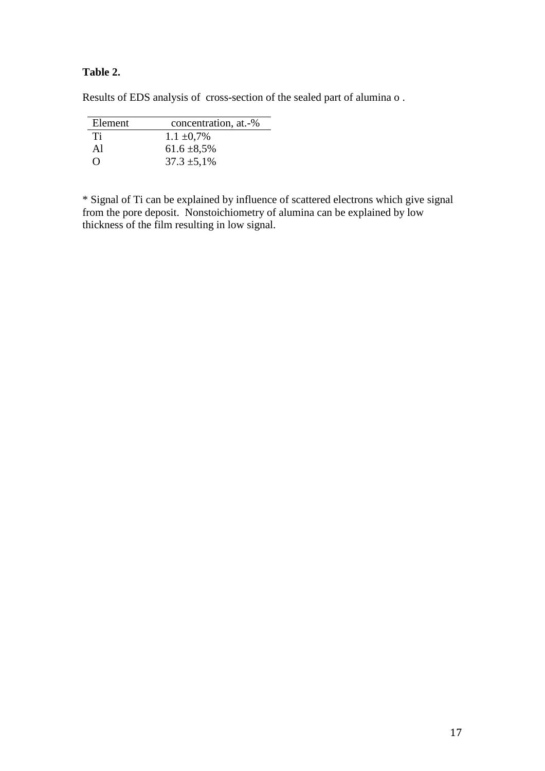**Table 2.**

Results of EDS analysis of cross-section of the sealed part of alumina o .

| Element | concentration, at.-% |
|---|---|
| Ti | 1.1 ±0,7% |
| Al | 61.6 ±8,5% |
| O | 37.3 ±5,1% |

* Signal of Ti can be explained by influence of scattered electrons which give signal from the pore deposit. Nonstoichiometry of alumina can be explained by low thickness of the film resulting in low signal.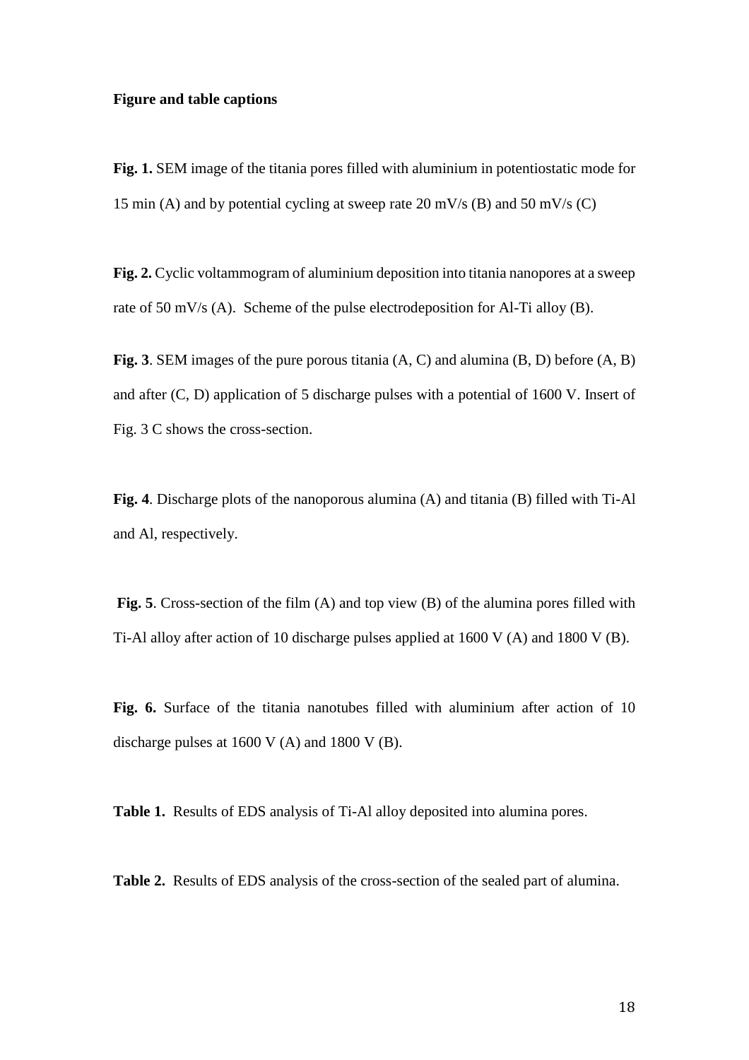**Figure and table captions**

**Fig. 1.** SEM image of the titania pores filled with aluminium in potentiostatic mode for 15 min (A) and by potential cycling at sweep rate 20 mV/s (B) and 50 mV/s (C)

**Fig. 2.** Cyclic voltammogram of aluminium deposition into titania nanopores at a sweep rate of 50 mV/s (A). Scheme of the pulse electrodeposition for Al-Ti alloy (B).

**Fig. 3**. SEM images of the pure porous titania (A, C) and alumina (B, D) before (A, B) and after (C, D) application of 5 discharge pulses with a potential of 1600 V. Insert of Fig. 3 C shows the cross-section.

**Fig. 4**. Discharge plots of the nanoporous alumina (A) and titania (B) filled with Ti-Al and Al, respectively.

**Fig. 5**. Cross-section of the film (A) and top view (B) of the alumina pores filled with Ti-Al alloy after action of 10 discharge pulses applied at 1600 V (A) and 1800 V (B).

**Fig. 6.** Surface of the titania nanotubes filled with aluminium after action of 10 discharge pulses at 1600 V (A) and 1800 V (B).

**Table 1.** Results of EDS analysis of Ti-Al alloy deposited into alumina pores.

**Table 2.** Results of EDS analysis of the cross-section of the sealed part of alumina.